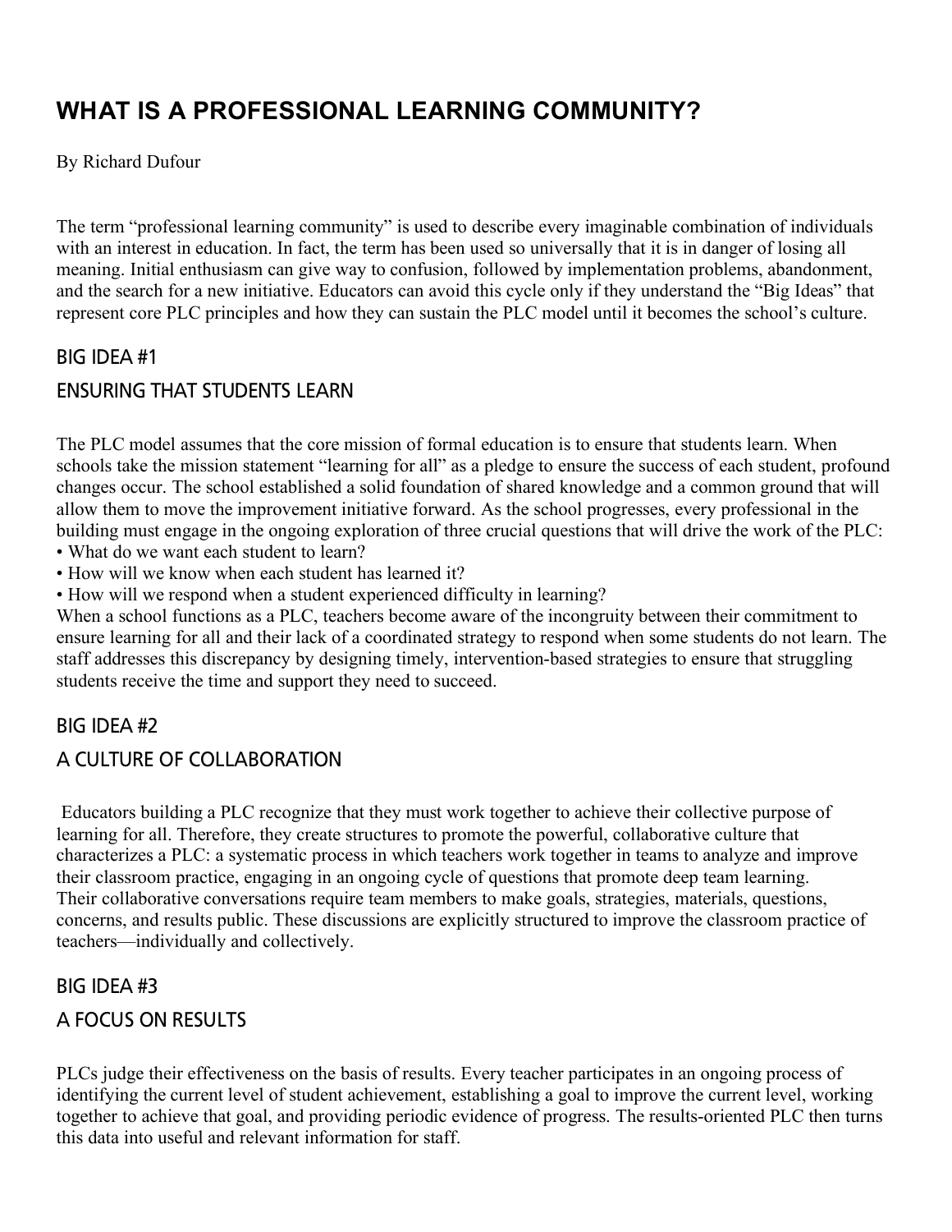# WHAT IS A PROFESSIONAL LEARNING COMMUNITY?

By Richard Dufour

The term "professional learning community" is used to describe every imaginable combination of individuals with an interest in education. In fact, the term has been used so universally that it is in danger of losing all meaning. Initial enthusiasm can give way to confusion, followed by implementation problems, abandonment, and the search for a new initiative. Educators can avoid this cycle only if they understand the "Big Ideas" that represent core PLC principles and how they can sustain the PLC model until it becomes the school's culture.

## BIG IDEA #1

## ENSURING THAT STUDENTS LEARN

The PLC model assumes that the core mission of formal education is to ensure that students learn. When schools take the mission statement "learning for all" as a pledge to ensure the success of each student, profound changes occur. The school established a solid foundation of shared knowledge and a common ground that will allow them to move the improvement initiative forward. As the school progresses, every professional in the building must engage in the ongoing exploration of three crucial questions that will drive the work of the PLC:

- What do we want each student to learn?
- How will we know when each student has learned it?
- How will we respond when a student experienced difficulty in learning?

When a school functions as a PLC, teachers become aware of the incongruity between their commitment to ensure learning for all and their lack of a coordinated strategy to respond when some students do not learn. The staff addresses this discrepancy by designing timely, intervention-based strategies to ensure that struggling students receive the time and support they need to succeed.

## BIG IDEA #2

## A CULTURE OF COLLABORATION

Educators building a PLC recognize that they must work together to achieve their collective purpose of learning for all. Therefore, they create structures to promote the powerful, collaborative culture that characterizes a PLC: a systematic process in which teachers work together in teams to analyze and improve their classroom practice, engaging in an ongoing cycle of questions that promote deep team learning. Their collaborative conversations require team members to make goals, strategies, materials, questions, concerns, and results public. These discussions are explicitly structured to improve the classroom practice of teachers—individually and collectively.

## BIG IDEA #3

## A FOCUS ON RESULTS

PLCs judge their effectiveness on the basis of results. Every teacher participates in an ongoing process of identifying the current level of student achievement, establishing a goal to improve the current level, working together to achieve that goal, and providing periodic evidence of progress. The results-oriented PLC then turns this data into useful and relevant information for staff.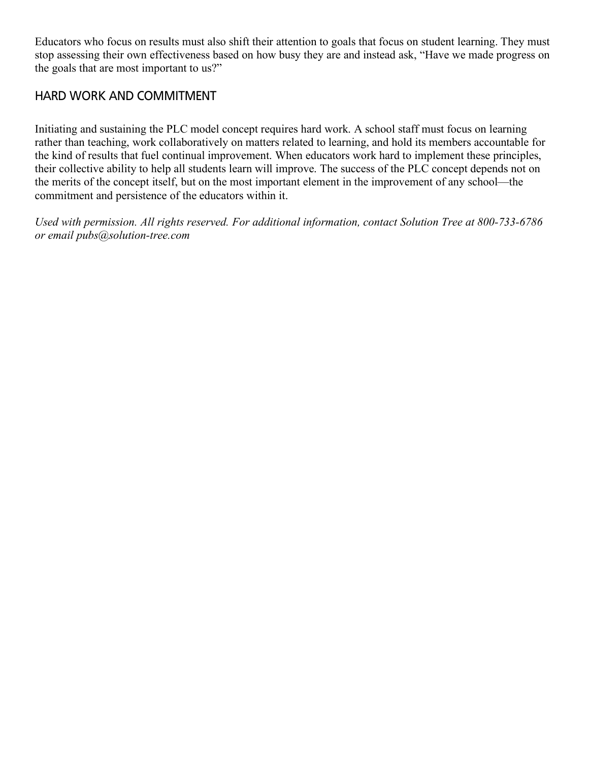Educators who focus on results must also shift their attention to goals that focus on student learning. They must stop assessing their own effectiveness based on how busy they are and instead ask, "Have we made progress on the goals that are most important to us?"

## HARD WORK AND COMMITMENT

Initiating and sustaining the PLC model concept requires hard work. A school staff must focus on learning rather than teaching, work collaboratively on matters related to learning, and hold its members accountable for the kind of results that fuel continual improvement. When educators work hard to implement these principles, their collective ability to help all students learn will improve. The success of the PLC concept depends not on the merits of the concept itself, but on the most important element in the improvement of any school—the commitment and persistence of the educators within it.

*Used with permission. All rights reserved. For additional information, contact Solution Tree at 800-733-6786 or email pubs@solution-tree.com*